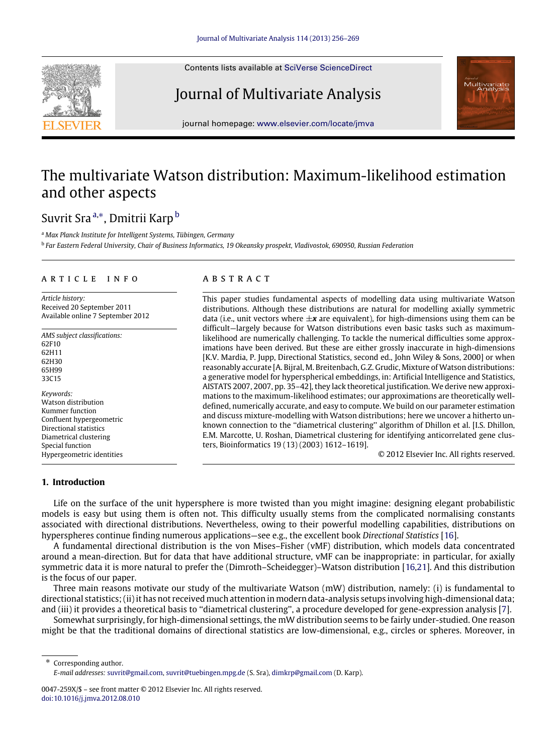# The multivariate Watson distribution: Maximum-likelihood estimation and other aspects

Suvrit Sra [a,*], Dmitrii Karp [b]

[a] *Max Planck Institute for Intelligent Systems, Tübingen, Germany*

[b] *Far Eastern Federal University, Chair of Business Informatics, 19 Okeansky prospekt, Vladivostok, 690950, Russian Federation*

## ARTICLE INFO

*Article history:*
Received 20 September 2011
Available online 7 September 2012

*AMS subject classifications:*
62F10
62H11
62H30
65H99
33C15

*Keywords:*
Watson distribution
Kummer function
Confluent hypergeometric
Directional statistics
Diametrical clustering
Special function
Hypergeometric identities

## ABSTRACT

This paper studies fundamental aspects of modelling data using multivariate Watson distributions. Although these distributions are natural for modelling axially symmetric data (i.e., unit vectors where $\pm\boldsymbol{x}$ are equivalent), for high-dimensions using them can be difficult—largely because for Watson distributions even basic tasks such as maximum-likelihood are numerically challenging. To tackle the numerical difficulties some approximations have been derived. But these are either grossly inaccurate in high-dimensions [K.V. Mardia, P. Jupp, Directional Statistics, second ed., John Wiley & Sons, 2000] or when reasonably accurate [A. Bijral, M. Breitenbach, G.Z. Grudic, Mixture of Watson distributions: a generative model for hyperspherical embeddings, in: Artificial Intelligence and Statistics, AISTATS 2007, 2007, pp. 35–42], they lack theoretical justification. We derive new approximations to the maximum-likelihood estimates; our approximations are theoretically well-defined, numerically accurate, and easy to compute. We build on our parameter estimation and discuss mixture-modelling with Watson distributions; here we uncover a hitherto unknown connection to the "diametrical clustering" algorithm of Dhillon et al. [I.S. Dhillon, E.M. Marcotte, U. Roshan, Diametrical clustering for identifying anticorrelated gene clusters, Bioinformatics 19 (13) (2003) 1612–1619].

© 2012 Elsevier Inc. All rights reserved.

## 1. Introduction

Life on the surface of the unit hypersphere is more twisted than you might imagine: designing elegant probabilistic models is easy but using them is often not. This difficulty usually stems from the complicated normalising constants associated with directional distributions. Nevertheless, owing to their powerful modelling capabilities, distributions on hyperspheres continue finding numerous applications—see e.g., the excellent book *Directional Statistics* [16].

A fundamental directional distribution is the von Mises–Fisher (vMF) distribution, which models data concentrated around a mean-direction. But for data that have additional structure, vMF can be inappropriate: in particular, for axially symmetric data it is more natural to prefer the (Dimroth–Scheidegger)–Watson distribution [16,21]. And this distribution is the focus of our paper.

Three main reasons motivate our study of the multivariate Watson (mW) distribution, namely: (i) is fundamental to directional statistics; (ii) it has not received much attention in modern data-analysis setups involving high-dimensional data; and (iii) it provides a theoretical basis to "diametrical clustering", a procedure developed for gene-expression analysis [7].

Somewhat surprisingly, for high-dimensional settings, the mW distribution seems to be fairly under-studied. One reason might be that the traditional domains of directional statistics are low-dimensional, e.g., circles or spheres. Moreover, in

* Corresponding author.
*E-mail addresses:* suvrit@gmail.com, suvrit@tuebingen.mpg.de (S. Sra), dimkrp@gmail.com (D. Karp).

0047-259X/$ – see front matter © 2012 Elsevier Inc. All rights reserved.
doi:10.1016/j.jmva.2012.08.010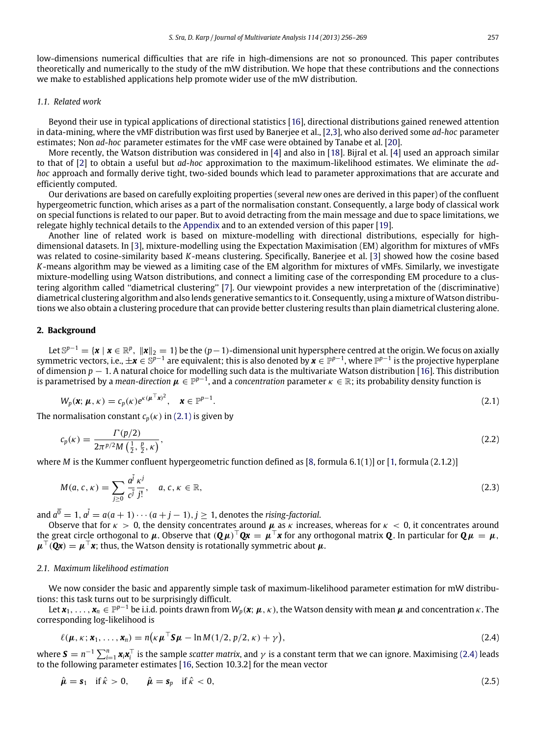low-dimensions numerical difficulties that are rife in high-dimensions are not so pronounced. This paper contributes theoretically and numerically to the study of the mW distribution. We hope that these contributions and the connections we make to established applications help promote wider use of the mW distribution.

### 1.1. Related work

Beyond their use in typical applications of directional statistics [16], directional distributions gained renewed attention in data-mining, where the vMF distribution was first used by Banerjee et al., [2,3], who also derived some *ad-hoc* parameter estimates; Non *ad-hoc* parameter estimates for the vMF case were obtained by Tanabe et al. [20].

More recently, the Watson distribution was considered in [4] and also in [18]. Bijral et al. [4] used an approach similar to that of [2] to obtain a useful but *ad-hoc* approximation to the maximum-likelihood estimates. We eliminate the *ad-hoc* approach and formally derive tight, two-sided bounds which lead to parameter approximations that are accurate and efficiently computed.

Our derivations are based on carefully exploiting properties (several *new* ones are derived in this paper) of the confluent hypergeometric function, which arises as a part of the normalisation constant. Consequently, a large body of classical work on special functions is related to our paper. But to avoid detracting from the main message and due to space limitations, we relegate highly technical details to the Appendix and to an extended version of this paper [19].

Another line of related work is based on mixture-modelling with directional distributions, especially for high-dimensional datasets. In [3], mixture-modelling using the Expectation Maximisation (EM) algorithm for mixtures of vMFs was related to cosine-similarity based $K$-means clustering. Specifically, Banerjee et al. [3] showed how the cosine based $K$-means algorithm may be viewed as a limiting case of the EM algorithm for mixtures of vMFs. Similarly, we investigate mixture-modelling using Watson distributions, and connect a limiting case of the corresponding EM procedure to a clustering algorithm called "diametrical clustering" [7]. Our viewpoint provides a new interpretation of the (discriminative) diametrical clustering algorithm and also lends generative semantics to it. Consequently, using a mixture of Watson distributions we also obtain a clustering procedure that can provide better clustering results than plain diametrical clustering alone.

## 2. Background

Let $\mathbb{S}^{p-1} = \{\boldsymbol{x} \mid \boldsymbol{x} \in \mathbb{R}^p,\ \|\boldsymbol{x}\|_2 = 1\}$ be the $(p-1)$-dimensional unit hypersphere centred at the origin. We focus on axially symmetric vectors, i.e., $\pm\boldsymbol{x} \in \mathbb{S}^{p-1}$ are equivalent; this is also denoted by $\boldsymbol{x} \in \mathbb{P}^{p-1}$, where $\mathbb{P}^{p-1}$ is the projective hyperplane of dimension $p-1$. A natural choice for modelling such data is the multivariate Watson distribution [16]. This distribution is parametrised by a *mean-direction* $\boldsymbol{\mu} \in \mathbb{P}^{p-1}$, and a *concentration* parameter $\kappa \in \mathbb{R}$; its probability density function is

$$W_p(\boldsymbol{x}; \boldsymbol{\mu}, \kappa) = c_p(\kappa) e^{\kappa(\boldsymbol{\mu}^\top \boldsymbol{x})^2}, \quad \boldsymbol{x} \in \mathbb{P}^{p-1}. \tag{2.1}$$

The normalisation constant $c_p(\kappa)$ in (2.1) is given by

$$c_p(\kappa) = \frac{\Gamma(p/2)}{2\pi^{p/2} M\left(\frac{1}{2}, \frac{p}{2}, \kappa\right)}, \tag{2.2}$$

where $M$ is the Kummer confluent hypergeometric function defined as [8, formula 6.1(1)] or [1, formula (2.1.2)]

$$M(a, c, \kappa) = \sum_{j \geq 0} \frac{a^{\bar{j}}}{c^{\bar{j}}} \frac{\kappa^j}{j!}, \quad a, c, \kappa \in \mathbb{R}, \tag{2.3}$$

and $a^{\bar{0}} = 1$, $a^{\bar{j}} = a(a+1)\cdots(a+j-1)$, $j \geq 1$, denotes the *rising-factorial*.

Observe that for $\kappa > 0$, the density concentrates around $\boldsymbol{\mu}$ as $\kappa$ increases, whereas for $\kappa < 0$, it concentrates around the great circle orthogonal to $\boldsymbol{\mu}$. Observe that $(\boldsymbol{Q}\boldsymbol{\mu})^\top \boldsymbol{Q}\boldsymbol{x} = \boldsymbol{\mu}^\top \boldsymbol{x}$ for any orthogonal matrix $\boldsymbol{Q}$. In particular for $\boldsymbol{Q}\boldsymbol{\mu} = \boldsymbol{\mu}$, $\boldsymbol{\mu}^\top(\boldsymbol{Q}\boldsymbol{x}) = \boldsymbol{\mu}^\top \boldsymbol{x}$; thus, the Watson density is rotationally symmetric about $\boldsymbol{\mu}$.

### 2.1. Maximum likelihood estimation

We now consider the basic and apparently simple task of maximum-likelihood parameter estimation for mW distributions: this task turns out to be surprisingly difficult.

Let $\boldsymbol{x}_1, \ldots, \boldsymbol{x}_n \in \mathbb{P}^{p-1}$ be i.i.d. points drawn from $W_p(\boldsymbol{x}; \boldsymbol{\mu}, \kappa)$, the Watson density with mean $\boldsymbol{\mu}$ and concentration $\kappa$. The corresponding log-likelihood is

$$\ell(\boldsymbol{\mu}, \kappa; \boldsymbol{x}_1, \ldots, \boldsymbol{x}_n) = n\big(\kappa \boldsymbol{\mu}^\top \boldsymbol{S} \boldsymbol{\mu} - \ln M(1/2, p/2, \kappa) + \gamma\big), \tag{2.4}$$

where $\boldsymbol{S} = n^{-1}\sum_{i=1}^n \boldsymbol{x}_i \boldsymbol{x}_i^\top$ is the sample *scatter matrix*, and $\gamma$ is a constant term that we can ignore. Maximising (2.4) leads to the following parameter estimates [16, Section 10.3.2] for the mean vector

$$\hat{\boldsymbol{\mu}} = \boldsymbol{s}_1 \quad \text{if } \hat{\kappa} > 0, \qquad \hat{\boldsymbol{\mu}} = \boldsymbol{s}_p \quad \text{if } \hat{\kappa} < 0, \tag{2.5}$$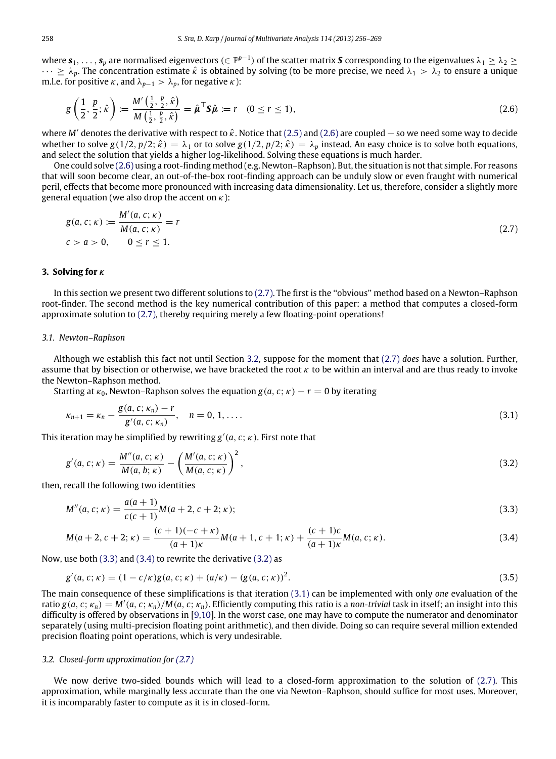where $\boldsymbol{s}_1, \ldots, \boldsymbol{s}_p$ are normalised eigenvectors ($\in \mathbb{P}^{p-1}$) of the scatter matrix $\boldsymbol{S}$ corresponding to the eigenvalues $\lambda_1 \geq \lambda_2 \geq \cdots \geq \lambda_p$. The concentration estimate $\hat{\kappa}$ is obtained by solving (to be more precise, we need $\lambda_1 > \lambda_2$ to ensure a unique m.l.e. for positive $\kappa$, and $\lambda_{p-1} > \lambda_p$, for negative $\kappa$):

$$g\left(\frac{1}{2}, \frac{p}{2}; \hat{\kappa}\right) := \frac{M'\left(\frac{1}{2}, \frac{p}{2}, \hat{\kappa}\right)}{M\left(\frac{1}{2}, \frac{p}{2}, \hat{\kappa}\right)} = \hat{\boldsymbol{\mu}}^\top \boldsymbol{S} \hat{\boldsymbol{\mu}} := r \quad (0 \leq r \leq 1), \tag{2.6}$$

where $M'$ denotes the derivative with respect to $\hat{\kappa}$. Notice that (2.5) and (2.6) are coupled — so we need some way to decide whether to solve $g(1/2, p/2; \hat{\kappa}) = \lambda_1$ or to solve $g(1/2, p/2; \hat{\kappa}) = \lambda_p$ instead. An easy choice is to solve both equations, and select the solution that yields a higher log-likelihood. Solving these equations is much harder.

One could solve (2.6) using a root-finding method (e.g. Newton–Raphson). But, the situation is not that simple. For reasons that will soon become clear, an out-of-the-box root-finding approach can be unduly slow or even fraught with numerical peril, effects that become more pronounced with increasing data dimensionality. Let us, therefore, consider a slightly more general equation (we also drop the accent on $\kappa$):

$$\begin{aligned} g(a, c; \kappa) &:= \frac{M'(a, c; \kappa)}{M(a, c; \kappa)} = r \\ c > a > 0, &\qquad 0 \leq r \leq 1. \end{aligned} \tag{2.7}$$

## 3. Solving for $\kappa$

In this section we present two different solutions to (2.7). The first is the "obvious" method based on a Newton–Raphson root-finder. The second method is the key numerical contribution of this paper: a method that computes a closed-form approximate solution to (2.7), thereby requiring merely a few floating-point operations!

### 3.1. Newton–Raphson

Although we establish this fact not until Section 3.2, suppose for the moment that (2.7) *does* have a solution. Further, assume that by bisection or otherwise, we have bracketed the root $\kappa$ to be within an interval and are thus ready to invoke the Newton–Raphson method.

Starting at $\kappa_0$, Newton–Raphson solves the equation $g(a, c; \kappa) - r = 0$ by iterating

$$\kappa_{n+1} = \kappa_n - \frac{g(a, c; \kappa_n) - r}{g'(a, c; \kappa_n)}, \quad n = 0, 1, \ldots. \tag{3.1}$$

This iteration may be simplified by rewriting $g'(a, c; \kappa)$. First note that

$$g'(a, c; \kappa) = \frac{M''(a, c; \kappa)}{M(a, b; \kappa)} - \left(\frac{M'(a, c; \kappa)}{M(a, c; \kappa)}\right)^2, \tag{3.2}$$

then, recall the following two identities

$$M''(a, c; \kappa) = \frac{a(a+1)}{c(c+1)} M(a+2, c+2; \kappa); \tag{3.3}$$

$$M(a+2, c+2; \kappa) = \frac{(c+1)(-c+\kappa)}{(a+1)\kappa} M(a+1, c+1; \kappa) + \frac{(c+1)c}{(a+1)\kappa} M(a, c; \kappa). \tag{3.4}$$

Now, use both (3.3) and (3.4) to rewrite the derivative (3.2) as

$$g'(a, c; \kappa) = (1 - c/\kappa) g(a, c; \kappa) + (a/\kappa) - (g(a, c; \kappa))^2. \tag{3.5}$$

The main consequence of these simplifications is that iteration (3.1) can be implemented with only *one* evaluation of the ratio $g(a, c; \kappa_n) = M'(a, c; \kappa_n)/M(a, c; \kappa_n)$. Efficiently computing this ratio is a *non-trivial* task in itself; an insight into this difficulty is offered by observations in [9,10]. In the worst case, one may have to compute the numerator and denominator separately (using multi-precision floating point arithmetic), and then divide. Doing so can require several million extended precision floating point operations, which is very undesirable.

### 3.2. Closed-form approximation for (2.7)

We now derive two-sided bounds which will lead to a closed-form approximation to the solution of (2.7). This approximation, while marginally less accurate than the one via Newton–Raphson, should suffice for most uses. Moreover, it is incomparably faster to compute as it is in closed-form.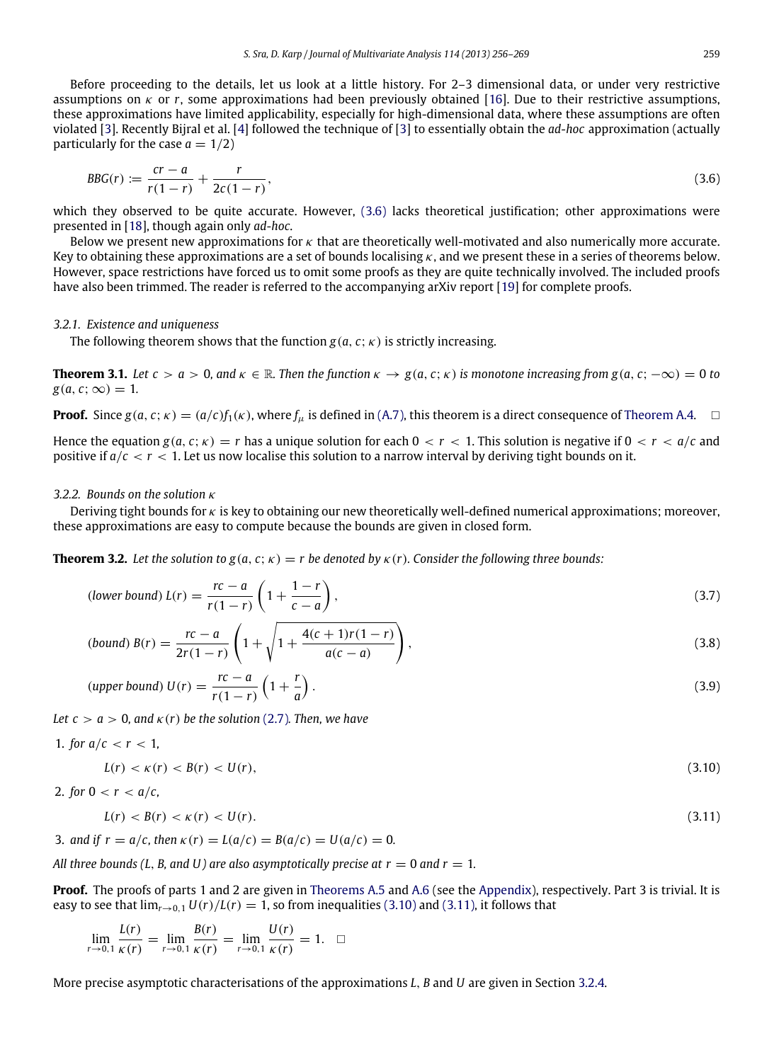Before proceeding to the details, let us look at a little history. For 2–3 dimensional data, or under very restrictive assumptions on $\kappa$ or $r$, some approximations had been previously obtained [16]. Due to their restrictive assumptions, these approximations have limited applicability, especially for high-dimensional data, where these assumptions are often violated [3]. Recently Bijral et al. [4] followed the technique of [3] to essentially obtain the *ad-hoc* approximation (actually particularly for the case $a = 1/2$)

$$BBG(r) := \frac{cr - a}{r(1-r)} + \frac{r}{2c(1-r)}, \tag{3.6}$$

which they observed to be quite accurate. However, (3.6) lacks theoretical justification; other approximations were presented in [18], though again only *ad-hoc*.

Below we present new approximations for $\kappa$ that are theoretically well-motivated and also numerically more accurate. Key to obtaining these approximations are a set of bounds localising $\kappa$, and we present these in a series of theorems below. However, space restrictions have forced us to omit some proofs as they are quite technically involved. The included proofs have also been trimmed. The reader is referred to the accompanying arXiv report [19] for complete proofs.

### 3.2.1. Existence and uniqueness

The following theorem shows that the function $g(a, c; \kappa)$ is strictly increasing.

**Theorem 3.1.** *Let $c > a > 0$, and $\kappa \in \mathbb{R}$. Then the function $\kappa \to g(a, c; \kappa)$ is monotone increasing from $g(a, c; -\infty) = 0$ to $g(a, c; \infty) = 1$.*

**Proof.** Since $g(a, c; \kappa) = (a/c)f_1(\kappa)$, where $f_\mu$ is defined in (A.7), this theorem is a direct consequence of Theorem A.4. $\square$

Hence the equation $g(a, c; \kappa) = r$ has a unique solution for each $0 < r < 1$. This solution is negative if $0 < r < a/c$ and positive if $a/c < r < 1$. Let us now localise this solution to a narrow interval by deriving tight bounds on it.

### 3.2.2. Bounds on the solution $\kappa$

Deriving tight bounds for $\kappa$ is key to obtaining our new theoretically well-defined numerical approximations; moreover, these approximations are easy to compute because the bounds are given in closed form.

**Theorem 3.2.** *Let the solution to $g(a, c; \kappa) = r$ be denoted by $\kappa(r)$. Consider the following three bounds:*

$$\text{(lower bound) } L(r) = \frac{rc - a}{r(1-r)}\left(1 + \frac{1-r}{c-a}\right), \tag{3.7}$$

$$\text{(bound) } B(r) = \frac{rc - a}{2r(1-r)}\left(1 + \sqrt{1 + \frac{4(c+1)r(1-r)}{a(c-a)}}\right), \tag{3.8}$$

$$\text{(upper bound) } U(r) = \frac{rc - a}{r(1-r)}\left(1 + \frac{r}{a}\right). \tag{3.9}$$

*Let $c > a > 0$, and $\kappa(r)$ be the solution (2.7). Then, we have*

1. *for $a/c < r < 1$,*
$$L(r) < \kappa(r) < B(r) < U(r), \tag{3.10}$$
2. *for $0 < r < a/c$,*
$$L(r) < B(r) < \kappa(r) < U(r). \tag{3.11}$$
3. *and if $r = a/c$, then $\kappa(r) = L(a/c) = B(a/c) = U(a/c) = 0$.*

*All three bounds ($L$, $B$, and $U$) are also asymptotically precise at $r = 0$ and $r = 1$.*

**Proof.** The proofs of parts 1 and 2 are given in Theorems A.5 and A.6 (see the Appendix), respectively. Part 3 is trivial. It is easy to see that $\lim_{r \to 0,1} U(r)/L(r) = 1$, so from inequalities (3.10) and (3.11), it follows that

$$\lim_{r \to 0,1} \frac{L(r)}{\kappa(r)} = \lim_{r \to 0,1} \frac{B(r)}{\kappa(r)} = \lim_{r \to 0,1} \frac{U(r)}{\kappa(r)} = 1. \quad \square$$

More precise asymptotic characterisations of the approximations $L$, $B$ and $U$ are given in Section 3.2.4.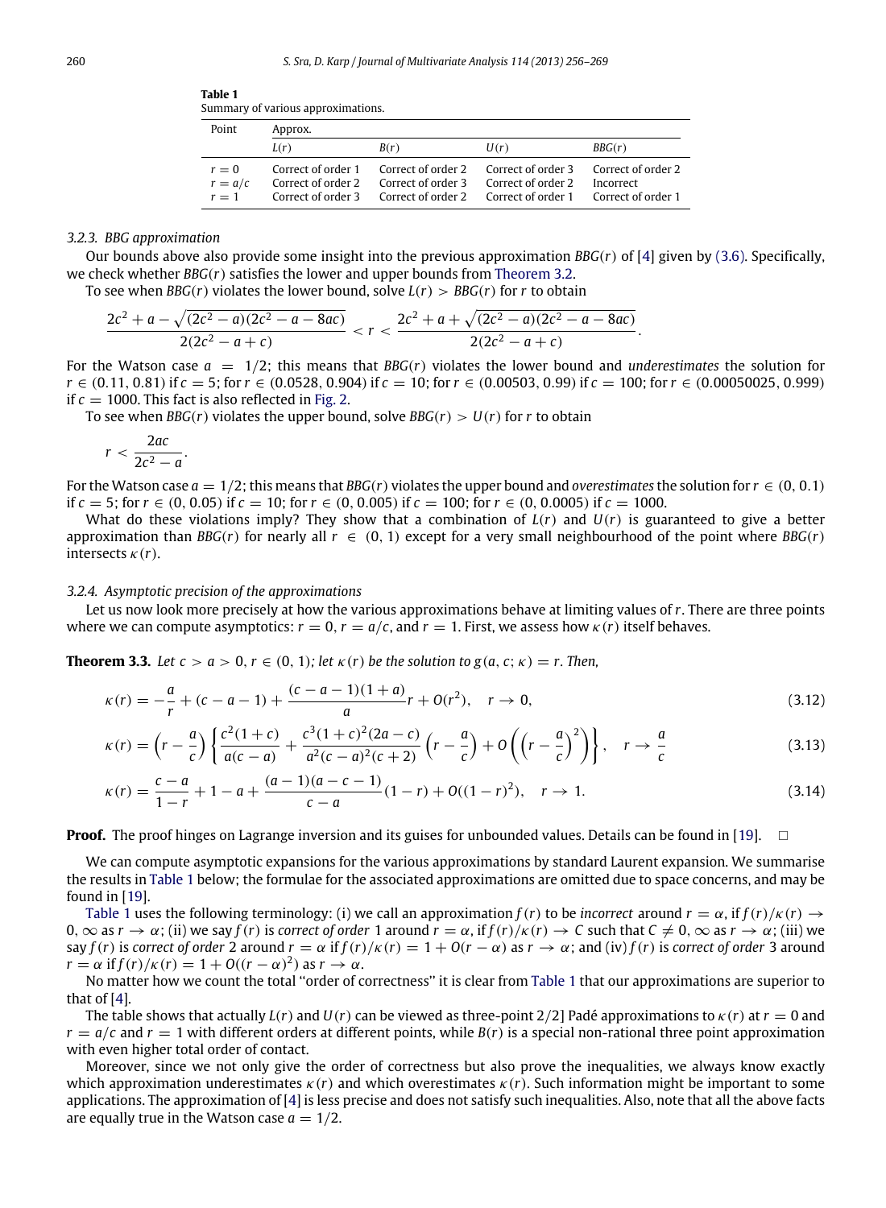**Table 1**
Summary of various approximations.

| Point | Approx. | | | |
|---|---|---|---|---|
| | $L(r)$ | $B(r)$ | $U(r)$ | $BBG(r)$ |
| $r = 0$ | Correct of order 1 | Correct of order 2 | Correct of order 3 | Correct of order 2 |
| $r = a/c$ | Correct of order 2 | Correct of order 3 | Correct of order 2 | Incorrect |
| $r = 1$ | Correct of order 3 | Correct of order 2 | Correct of order 1 | Correct of order 1 |

### 3.2.3. BBG approximation

Our bounds above also provide some insight into the previous approximation $BBG(r)$ of [4] given by (3.6). Specifically, we check whether $BBG(r)$ satisfies the lower and upper bounds from Theorem 3.2.

To see when $BBG(r)$ violates the lower bound, solve $L(r) > BBG(r)$ for $r$ to obtain

$$\frac{2c^2 + a - \sqrt{(2c^2 - a)(2c^2 - a - 8ac)}}{2(2c^2 - a + c)} < r < \frac{2c^2 + a + \sqrt{(2c^2 - a)(2c^2 - a - 8ac)}}{2(2c^2 - a + c)}.$$

For the Watson case $a = 1/2$; this means that $BBG(r)$ violates the lower bound and *underestimates* the solution for $r \in (0.11, 0.81)$ if $c = 5$; for $r \in (0.0528, 0.904)$ if $c = 10$; for $r \in (0.00503, 0.99)$ if $c = 100$; for $r \in (0.00050025, 0.999)$ if $c = 1000$. This fact is also reflected in Fig. 2.

To see when $BBG(r)$ violates the upper bound, solve $BBG(r) > U(r)$ for $r$ to obtain

$$r < \frac{2ac}{2c^2 - a}.$$

For the Watson case $a = 1/2$; this means that $BBG(r)$ violates the upper bound and *overestimates* the solution for $r \in (0, 0.1)$ if $c = 5$; for $r \in (0, 0.05)$ if $c = 10$; for $r \in (0, 0.005)$ if $c = 100$; for $r \in (0, 0.0005)$ if $c = 1000$.

What do these violations imply? They show that a combination of $L(r)$ and $U(r)$ is guaranteed to give a better approximation than $BBG(r)$ for nearly all $r \in (0, 1)$ except for a very small neighbourhood of the point where $BBG(r)$ intersects $\kappa(r)$.

### 3.2.4. Asymptotic precision of the approximations

Let us now look more precisely at how the various approximations behave at limiting values of $r$. There are three points where we can compute asymptotics: $r = 0$, $r = a/c$, and $r = 1$. First, we assess how $\kappa(r)$ itself behaves.

**Theorem 3.3.** *Let $c > a > 0$, $r \in (0, 1)$; let $\kappa(r)$ be the solution to $g(a, c; \kappa) = r$. Then,*

$$\kappa(r) = -\frac{a}{r} + (c - a - 1) + \frac{(c - a - 1)(1 + a)}{a} r + O(r^2), \quad r \to 0, \tag{3.12}$$

$$\kappa(r) = \left(r - \frac{a}{c}\right)\left\{\frac{c^2(1 + c)}{a(c - a)} + \frac{c^3(1 + c)^2(2a - c)}{a^2(c - a)^2(c + 2)}\left(r - \frac{a}{c}\right) + O\left(\left(r - \frac{a}{c}\right)^2\right)\right\}, \quad r \to \frac{a}{c} \tag{3.13}$$

$$\kappa(r) = \frac{c - a}{1 - r} + 1 - a + \frac{(a - 1)(a - c - 1)}{c - a}(1 - r) + O((1 - r)^2), \quad r \to 1. \tag{3.14}$$

**Proof.** The proof hinges on Lagrange inversion and its guises for unbounded values. Details can be found in [19]. $\square$

We can compute asymptotic expansions for the various approximations by standard Laurent expansion. We summarise the results in Table 1 below; the formulae for the associated approximations are omitted due to space concerns, and may be found in [19].

Table 1 uses the following terminology: (i) we call an approximation $f(r)$ to be *incorrect* around $r = \alpha$, if $f(r)/\kappa(r) \to 0, \infty$ as $r \to \alpha$; (ii) we say $f(r)$ is *correct of order* 1 around $r = \alpha$, if $f(r)/\kappa(r) \to C$ such that $C \neq 0, \infty$ as $r \to \alpha$; (iii) we say $f(r)$ is *correct of order* 2 around $r = \alpha$ if $f(r)/\kappa(r) = 1 + O(r - \alpha)$ as $r \to \alpha$; and (iv) $f(r)$ is *correct of order* 3 around $r = \alpha$ if $f(r)/\kappa(r) = 1 + O((r - \alpha)^2)$ as $r \to \alpha$.

No matter how we count the total "order of correctness" it is clear from Table 1 that our approximations are superior to that of [4].

The table shows that actually $L(r)$ and $U(r)$ can be viewed as three-point 2/2] Padé approximations to $\kappa(r)$ at $r = 0$ and $r = a/c$ and $r = 1$ with different orders at different points, while $B(r)$ is a special non-rational three point approximation with even higher total order of contact.

Moreover, since we not only give the order of correctness but also prove the inequalities, we always know exactly which approximation underestimates $\kappa(r)$ and which overestimates $\kappa(r)$. Such information might be important to some applications. The approximation of [4] is less precise and does not satisfy such inequalities. Also, note that all the above facts are equally true in the Watson case $a = 1/2$.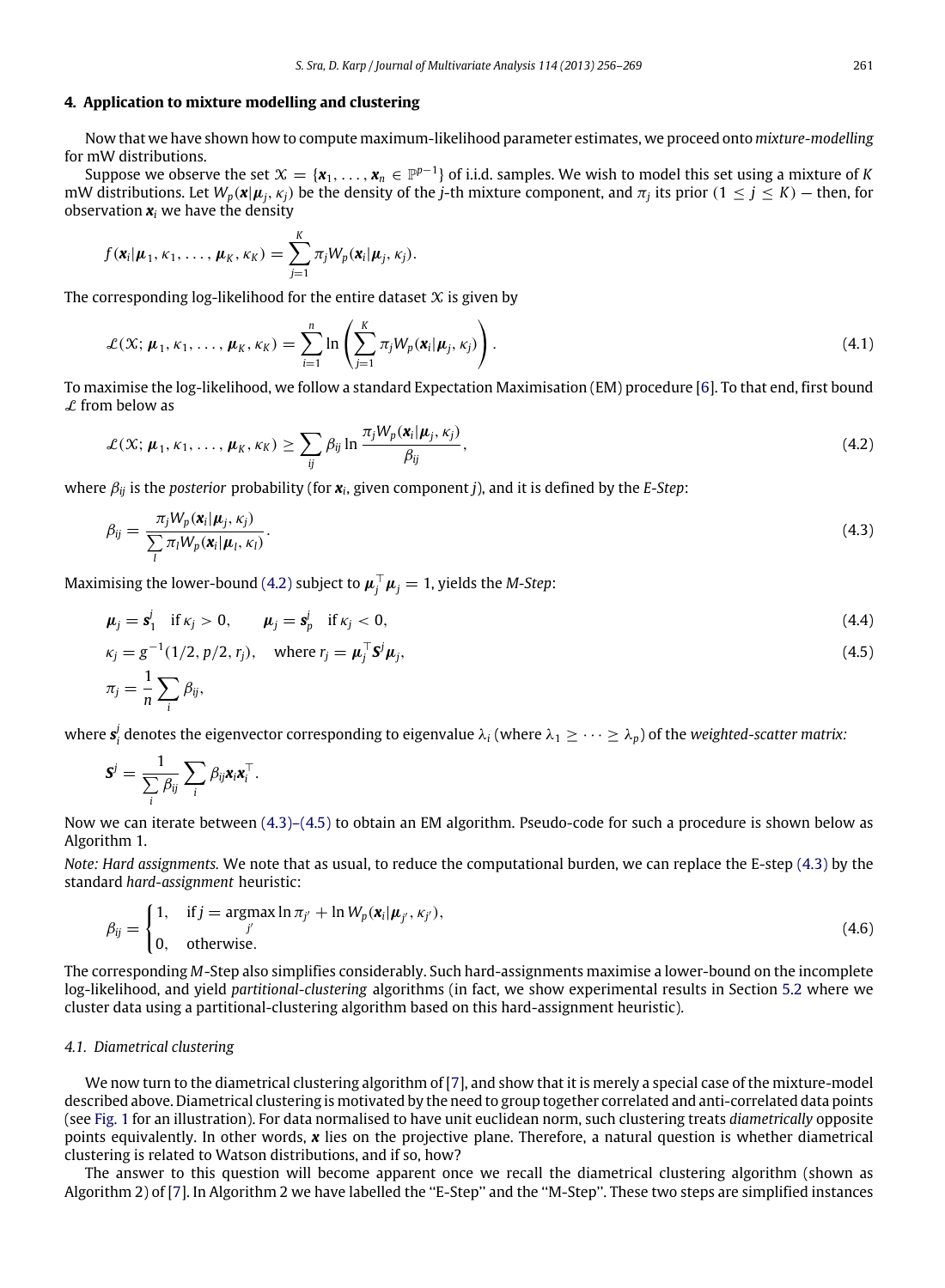## 4. Application to mixture modelling and clustering

Now that we have shown how to compute maximum-likelihood parameter estimates, we proceed onto *mixture-modelling* for mW distributions.

Suppose we observe the set $\mathcal{X} = \{\boldsymbol{x}_1, \ldots, \boldsymbol{x}_n \in \mathbb{P}^{p-1}\}$ of i.i.d. samples. We wish to model this set using a mixture of $K$ mW distributions. Let $W_p(\boldsymbol{x}|\boldsymbol{\mu}_j, \kappa_j)$ be the density of the $j$-th mixture component, and $\pi_j$ its prior ($1 \leq j \leq K$) — then, for observation $\boldsymbol{x}_i$ we have the density

$$f(\boldsymbol{x}_i|\boldsymbol{\mu}_1, \kappa_1, \ldots, \boldsymbol{\mu}_K, \kappa_K) = \sum_{j=1}^{K} \pi_j W_p(\boldsymbol{x}_i|\boldsymbol{\mu}_j, \kappa_j).$$

The corresponding log-likelihood for the entire dataset $\mathcal{X}$ is given by

$$\mathcal{L}(\mathcal{X}; \boldsymbol{\mu}_1, \kappa_1, \ldots, \boldsymbol{\mu}_K, \kappa_K) = \sum_{i=1}^{n} \ln\left(\sum_{j=1}^{K} \pi_j W_p(\boldsymbol{x}_i|\boldsymbol{\mu}_j, \kappa_j)\right). \tag{4.1}$$

To maximise the log-likelihood, we follow a standard Expectation Maximisation (EM) procedure [6]. To that end, first bound $\mathcal{L}$ from below as

$$\mathcal{L}(\mathcal{X}; \boldsymbol{\mu}_1, \kappa_1, \ldots, \boldsymbol{\mu}_K, \kappa_K) \geq \sum_{ij} \beta_{ij} \ln \frac{\pi_j W_p(\boldsymbol{x}_i|\boldsymbol{\mu}_j, \kappa_j)}{\beta_{ij}}, \tag{4.2}$$

where $\beta_{ij}$ is the *posterior* probability (for $\boldsymbol{x}_i$, given component $j$), and it is defined by the *E-Step*:

$$\beta_{ij} = \frac{\pi_j W_p(\boldsymbol{x}_i|\boldsymbol{\mu}_j, \kappa_j)}{\sum_l \pi_l W_p(\boldsymbol{x}_i|\boldsymbol{\mu}_l, \kappa_l)}. \tag{4.3}$$

Maximising the lower-bound (4.2) subject to $\boldsymbol{\mu}_j^\top \boldsymbol{\mu}_j = 1$, yields the *M-Step*:

$$\boldsymbol{\mu}_j = \boldsymbol{s}_1^j \quad \text{if } \kappa_j > 0, \qquad \boldsymbol{\mu}_j = \boldsymbol{s}_p^j \quad \text{if } \kappa_j < 0, \tag{4.4}$$

$$\kappa_j = g^{-1}(1/2, p/2, r_j), \quad \text{where } r_j = \boldsymbol{\mu}_j^\top \boldsymbol{S}^j \boldsymbol{\mu}_j, \tag{4.5}$$

$$\pi_j = \frac{1}{n} \sum_i \beta_{ij},$$

where $\boldsymbol{s}_i^j$ denotes the eigenvector corresponding to eigenvalue $\lambda_i$ (where $\lambda_1 \geq \cdots \geq \lambda_p$) of the *weighted-scatter matrix:*

$$\boldsymbol{S}^j = \frac{1}{\sum_i \beta_{ij}} \sum_i \beta_{ij} \boldsymbol{x}_i \boldsymbol{x}_i^\top.$$

Now we can iterate between (4.3)–(4.5) to obtain an EM algorithm. Pseudo-code for such a procedure is shown below as Algorithm 1.

*Note: Hard assignments.* We note that as usual, to reduce the computational burden, we can replace the E-step (4.3) by the standard *hard-assignment* heuristic:

$$\beta_{ij} = \begin{cases} 1, & \text{if } j = \underset{j'}{\operatorname{argmax}} \ln \pi_{j'} + \ln W_p(\boldsymbol{x}_i|\boldsymbol{\mu}_{j'}, \kappa_{j'}), \\ 0, & \text{otherwise.} \end{cases} \tag{4.6}$$

The corresponding *M*-Step also simplifies considerably. Such hard-assignments maximise a lower-bound on the incomplete log-likelihood, and yield *partitional-clustering* algorithms (in fact, we show experimental results in Section 5.2 where we cluster data using a partitional-clustering algorithm based on this hard-assignment heuristic).

### 4.1. Diametrical clustering

We now turn to the diametrical clustering algorithm of [7], and show that it is merely a special case of the mixture-model described above. Diametrical clustering is motivated by the need to group together correlated and anti-correlated data points (see Fig. 1 for an illustration). For data normalised to have unit euclidean norm, such clustering treats *diametrically* opposite points equivalently. In other words, $\boldsymbol{x}$ lies on the projective plane. Therefore, a natural question is whether diametrical clustering is related to Watson distributions, and if so, how?

The answer to this question will become apparent once we recall the diametrical clustering algorithm (shown as Algorithm 2) of [7]. In Algorithm 2 we have labelled the "E-Step" and the "M-Step". These two steps are simplified instances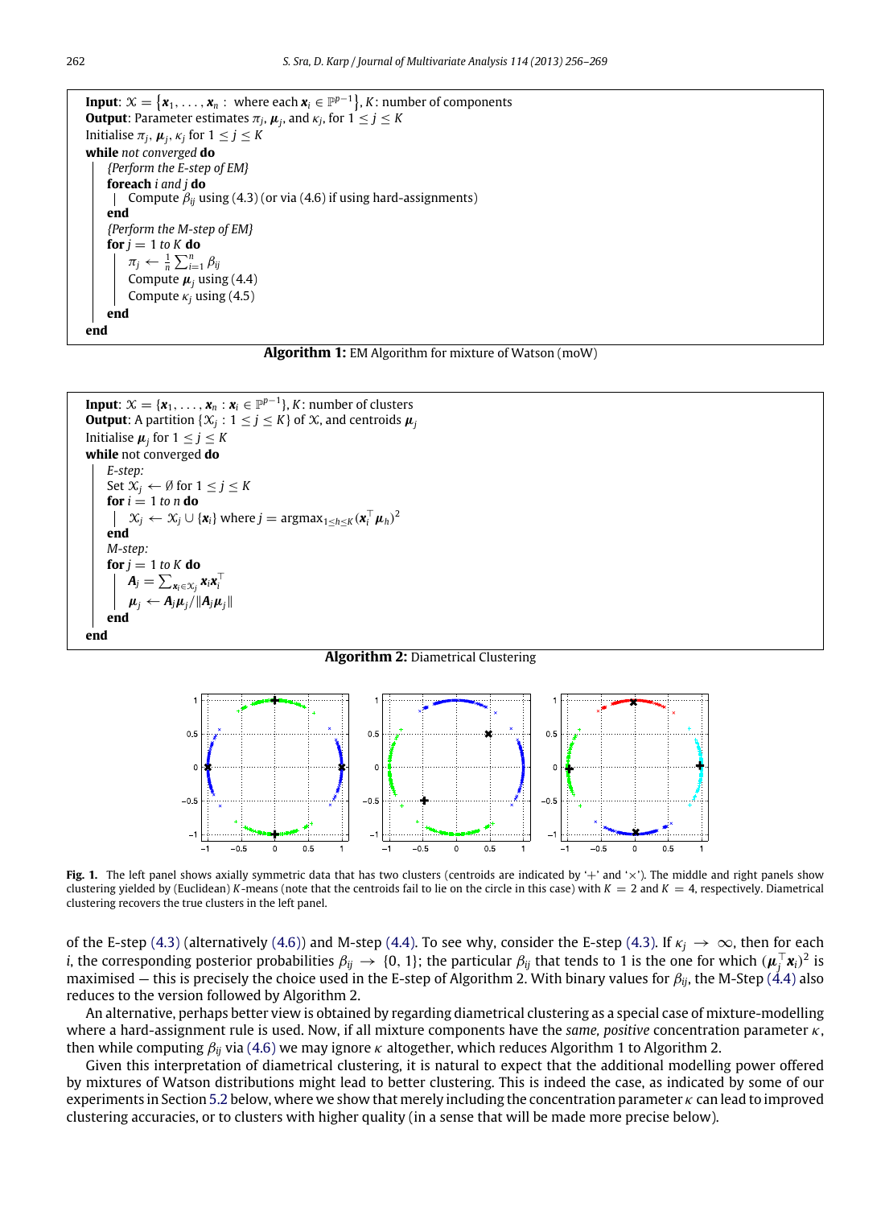**Input**: $\mathcal{X} = \{\boldsymbol{x}_1, \ldots, \boldsymbol{x}_n : \text{ where each } \boldsymbol{x}_i \in \mathbb{P}^{p-1}\}$, $K$: number of components
**Output**: Parameter estimates $\pi_j$, $\boldsymbol{\mu}_j$, and $\kappa_j$, for $1 \le j \le K$
Initialise $\pi_j$, $\boldsymbol{\mu}_j$, $\kappa_j$ for $1 \le j \le K$
**while** *not converged* **do**
  *{Perform the E-step of EM}*
  **foreach** *i and j* **do**
    Compute $\beta_{ij}$ using (4.3) (or via (4.6) if using hard-assignments)
  **end**
  *{Perform the M-step of EM}*
  **for** $j = 1$ *to* $K$ **do**
    $\pi_j \leftarrow \frac{1}{n}\sum_{i=1}^{n} \beta_{ij}$
    Compute $\boldsymbol{\mu}_j$ using (4.4)
    Compute $\kappa_j$ using (4.5)
  **end**
**end**

**Algorithm 1:** EM Algorithm for mixture of Watson (moW)

**Input**: $\mathcal{X} = \{\boldsymbol{x}_1, \ldots, \boldsymbol{x}_n : \boldsymbol{x}_i \in \mathbb{P}^{p-1}\}$, $K$: number of clusters
**Output**: A partition $\{\mathcal{X}_j : 1 \le j \le K\}$ of $\mathcal{X}$, and centroids $\boldsymbol{\mu}_j$
Initialise $\boldsymbol{\mu}_j$ for $1 \le j \le K$
**while** not converged **do**
  *E-step:*
  Set $\mathcal{X}_j \leftarrow \emptyset$ for $1 \le j \le K$
  **for** $i = 1$ *to* $n$ **do**
    $\mathcal{X}_j \leftarrow \mathcal{X}_j \cup \{\boldsymbol{x}_i\}$ where $j = \operatorname{argmax}_{1 \le h \le K} (\boldsymbol{x}_i^\top \boldsymbol{\mu}_h)^2$
  **end**
  *M-step:*
  **for** $j = 1$ *to* $K$ **do**
    $\boldsymbol{A}_j = \sum_{\boldsymbol{x}_i \in \mathcal{X}_j} \boldsymbol{x}_i \boldsymbol{x}_i^\top$
    $\boldsymbol{\mu}_j \leftarrow \boldsymbol{A}_j \boldsymbol{\mu}_j / \|\boldsymbol{A}_j \boldsymbol{\mu}_j\|$
  **end**
**end**

**Algorithm 2:** Diametrical Clustering

**Fig. 1.** The left panel shows axially symmetric data that has two clusters (centroids are indicated by '+' and '×'). The middle and right panels show clustering yielded by (Euclidean) $K$-means (note that the centroids fail to lie on the circle in this case) with $K = 2$ and $K = 4$, respectively. Diametrical clustering recovers the true clusters in the left panel.

of the E-step (4.3) (alternatively (4.6)) and M-step (4.4). To see why, consider the E-step (4.3). If $\kappa_j \to \infty$, then for each $i$, the corresponding posterior probabilities $\beta_{ij} \to \{0, 1\}$; the particular $\beta_{ij}$ that tends to 1 is the one for which $(\boldsymbol{\mu}_j^\top \boldsymbol{x}_i)^2$ is maximised — this is precisely the choice used in the E-step of Algorithm 2. With binary values for $\beta_{ij}$, the M-Step (4.4) also reduces to the version followed by Algorithm 2.

An alternative, perhaps better view is obtained by regarding diametrical clustering as a special case of mixture-modelling where a hard-assignment rule is used. Now, if all mixture components have the *same, positive* concentration parameter $\kappa$, then while computing $\beta_{ij}$ via (4.6) we may ignore $\kappa$ altogether, which reduces Algorithm 1 to Algorithm 2.

Given this interpretation of diametrical clustering, it is natural to expect that the additional modelling power offered by mixtures of Watson distributions might lead to better clustering. This is indeed the case, as indicated by some of our experiments in Section 5.2 below, where we show that merely including the concentration parameter $\kappa$ can lead to improved clustering accuracies, or to clusters with higher quality (in a sense that will be made more precise below).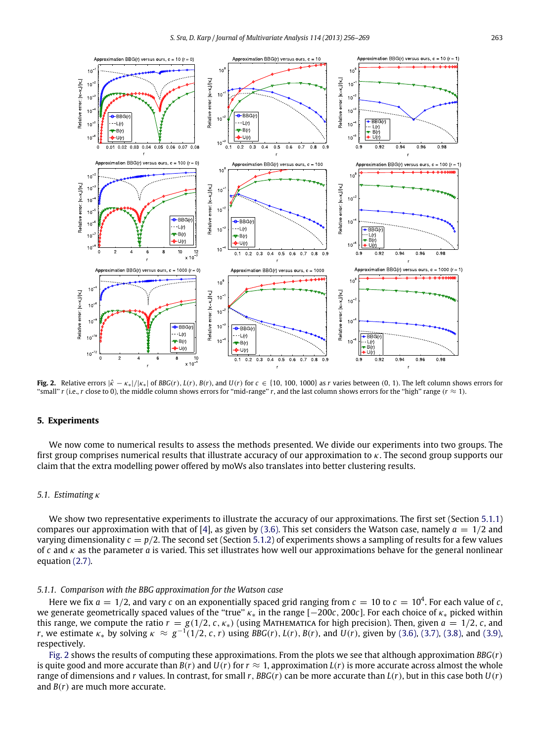**Fig. 2.** Relative errors $|\hat{\kappa} - \kappa_*|/|\kappa_*|$ of $BBG(r)$, $L(r)$, $B(r)$, and $U(r)$ for $c \in \{10, 100, 1000\}$ as $r$ varies between $(0, 1)$. The left column shows errors for "small" $r$ (i.e., $r$ close to 0), the middle column shows errors for "mid-range" $r$, and the last column shows errors for the "high" range ($r \approx 1$).

## 5. Experiments

We now come to numerical results to assess the methods presented. We divide our experiments into two groups. The first group comprises numerical results that illustrate accuracy of our approximation to $\kappa$. The second group supports our claim that the extra modelling power offered by moWs also translates into better clustering results.

### 5.1. Estimating $\kappa$

We show two representative experiments to illustrate the accuracy of our approximations. The first set (Section 5.1.1) compares our approximation with that of [4], as given by (3.6). This set considers the Watson case, namely $a = 1/2$ and varying dimensionality $c = p/2$. The second set (Section 5.1.2) of experiments shows a sampling of results for a few values of $c$ and $\kappa$ as the parameter $a$ is varied. This set illustrates how well our approximations behave for the general nonlinear equation (2.7).

#### 5.1.1. Comparison with the BBG approximation for the Watson case

Here we fix $a = 1/2$, and vary $c$ on an exponentially spaced grid ranging from $c = 10$ to $c = 10^4$. For each value of $c$, we generate geometrically spaced values of the "true" $\kappa_*$ in the range $[-200c, 200c]$. For each choice of $\kappa_*$ picked within this range, we compute the ratio $r = g(1/2, c, \kappa_*)$ (using MATHEMATICA for high precision). Then, given $a = 1/2$, $c$, and $r$, we estimate $\kappa_*$ by solving $\kappa \approx g^{-1}(1/2, c, r)$ using $BBG(r)$, $L(r)$, $B(r)$, and $U(r)$, given by (3.6), (3.7), (3.8), and (3.9), respectively.

Fig. 2 shows the results of computing these approximations. From the plots we see that although approximation $BBG(r)$ is quite good and more accurate than $B(r)$ and $U(r)$ for $r \approx 1$, approximation $L(r)$ is more accurate across almost the whole range of dimensions and $r$ values. In contrast, for small $r$, $BBG(r)$ can be more accurate than $L(r)$, but in this case both $U(r)$ and $B(r)$ are much more accurate.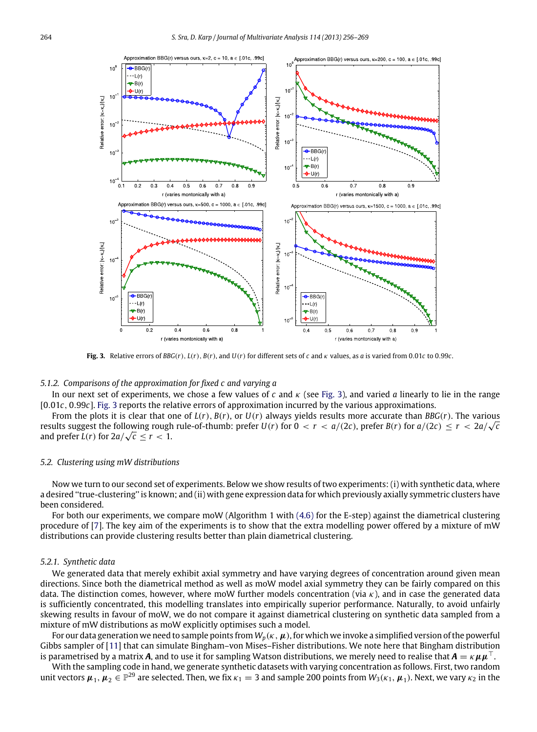Fig. 3. Relative errors of $BBG(r)$, $L(r)$, $B(r)$, and $U(r)$ for different sets of $c$ and $\kappa$ values, as $a$ is varied from $0.01c$ to $0.99c$.

#### 5.1.2. Comparisons of the approximation for fixed c and varying a

In our next set of experiments, we chose a few values of $c$ and $\kappa$ (see Fig. 3), and varied $a$ linearly to lie in the range $[0.01c, 0.99c]$. Fig. 3 reports the relative errors of approximation incurred by the various approximations.

From the plots it is clear that one of $L(r)$, $B(r)$, or $U(r)$ always yields results more accurate than $BBG(r)$. The various results suggest the following rough rule-of-thumb: prefer $U(r)$ for $0 < r < a/(2c)$, prefer $B(r)$ for $a/(2c) \leq r < 2a/\sqrt{c}$ and prefer $L(r)$ for $2a/\sqrt{c} \leq r < 1$.

### 5.2. Clustering using mW distributions

Now we turn to our second set of experiments. Below we show results of two experiments: (i) with synthetic data, where a desired "true-clustering" is known; and (ii) with gene expression data for which previously axially symmetric clusters have been considered.

For both our experiments, we compare moW (Algorithm 1 with (4.6) for the E-step) against the diametrical clustering procedure of [7]. The key aim of the experiments is to show that the extra modelling power offered by a mixture of mW distributions can provide clustering results better than plain diametrical clustering.

#### 5.2.1. Synthetic data

We generated data that merely exhibit axial symmetry and have varying degrees of concentration around given mean directions. Since both the diametrical method as well as moW model axial symmetry they can be fairly compared on this data. The distinction comes, however, where moW further models concentration (via $\kappa$), and in case the generated data is sufficiently concentrated, this modelling translates into empirically superior performance. Naturally, to avoid unfairly skewing results in favour of moW, we do not compare it against diametrical clustering on synthetic data sampled from a mixture of mW distributions as moW explicitly optimises such a model.

For our data generation we need to sample points from $W_p(\kappa, \boldsymbol{\mu})$, for which we invoke a simplified version of the powerful Gibbs sampler of [11] that can simulate Bingham–von Mises–Fisher distributions. We note here that Bingham distribution is parametrised by a matrix $\boldsymbol{A}$, and to use it for sampling Watson distributions, we merely need to realise that $\boldsymbol{A} = \kappa\boldsymbol{\mu}\boldsymbol{\mu}^\top$.

With the sampling code in hand, we generate synthetic datasets with varying concentration as follows. First, two random unit vectors $\boldsymbol{\mu}_1, \boldsymbol{\mu}_2 \in \mathbb{P}^{29}$ are selected. Then, we fix $\kappa_1 = 3$ and sample 200 points from $W_3(\kappa_1, \boldsymbol{\mu}_1)$. Next, we vary $\kappa_2$ in the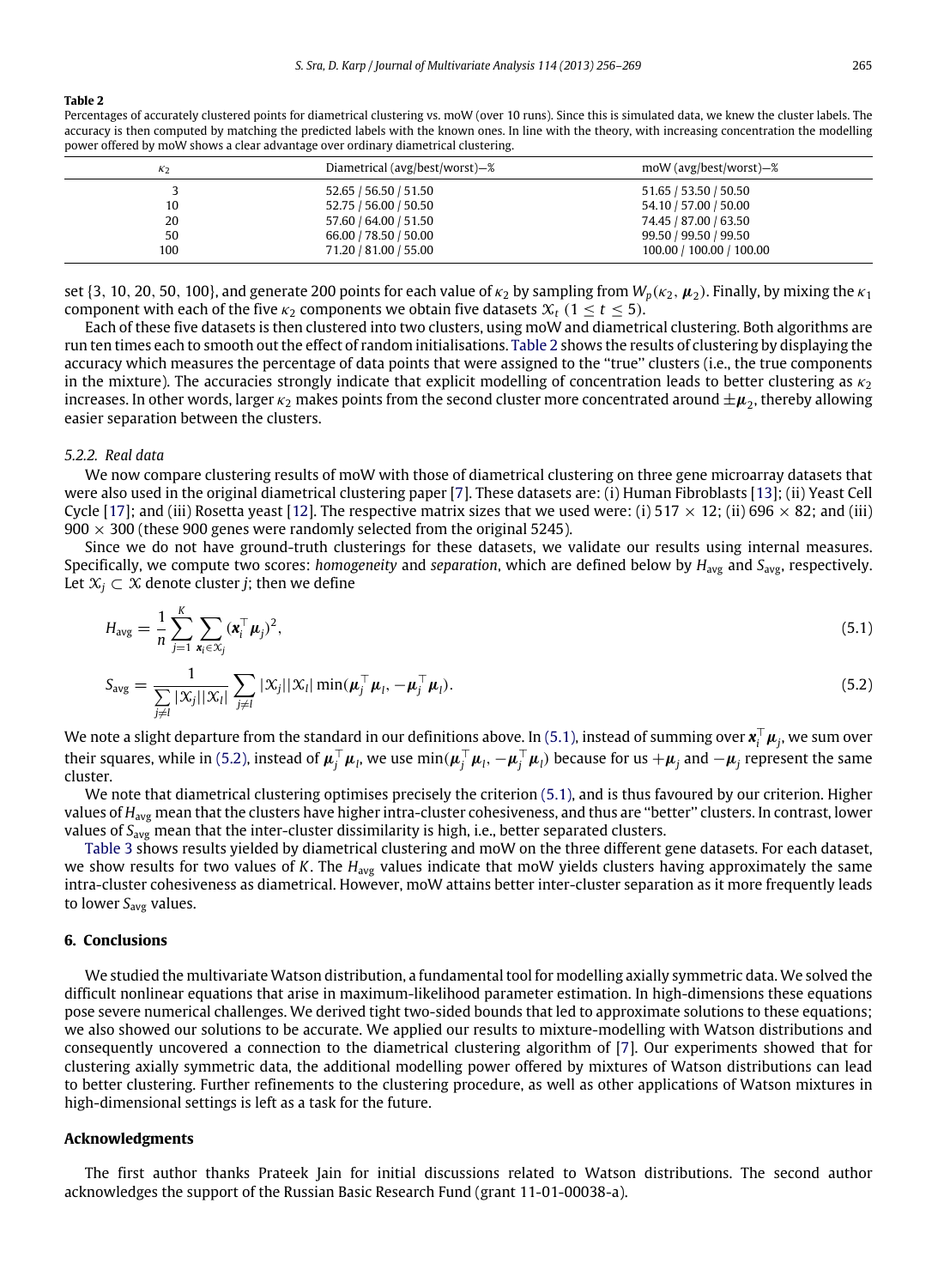**Table 2**
Percentages of accurately clustered points for diametrical clustering vs. moW (over 10 runs). Since this is simulated data, we knew the cluster labels. The accuracy is then computed by matching the predicted labels with the known ones. In line with the theory, with increasing concentration the modelling power offered by moW shows a clear advantage over ordinary diametrical clustering.

| $\kappa_2$ | Diametrical (avg/best/worst)—% | moW (avg/best/worst)—% |
|---|---|---|
| 3 | 52.65 / 56.50 / 51.50 | 51.65 / 53.50 / 50.50 |
| 10 | 52.75 / 56.00 / 50.50 | 54.10 / 57.00 / 50.00 |
| 20 | 57.60 / 64.00 / 51.50 | 74.45 / 87.00 / 63.50 |
| 50 | 66.00 / 78.50 / 50.00 | 99.50 / 99.50 / 99.50 |
| 100 | 71.20 / 81.00 / 55.00 | 100.00 / 100.00 / 100.00 |

set {3, 10, 20, 50, 100}, and generate 200 points for each value of $\kappa_2$ by sampling from $W_p(\kappa_2, \boldsymbol{\mu}_2)$. Finally, by mixing the $\kappa_1$ component with each of the five $\kappa_2$ components we obtain five datasets $\mathcal{X}_t$ ($1 \le t \le 5$).

Each of these five datasets is then clustered into two clusters, using moW and diametrical clustering. Both algorithms are run ten times each to smooth out the effect of random initialisations. Table 2 shows the results of clustering by displaying the accuracy which measures the percentage of data points that were assigned to the "true" clusters (i.e., the true components in the mixture). The accuracies strongly indicate that explicit modelling of concentration leads to better clustering as $\kappa_2$ increases. In other words, larger $\kappa_2$ makes points from the second cluster more concentrated around $\pm\boldsymbol{\mu}_2$, thereby allowing easier separation between the clusters.

### 5.2.2. Real data

We now compare clustering results of moW with those of diametrical clustering on three gene microarray datasets that were also used in the original diametrical clustering paper [7]. These datasets are: (i) Human Fibroblasts [13]; (ii) Yeast Cell Cycle [17]; and (iii) Rosetta yeast [12]. The respective matrix sizes that we used were: (i) 517 × 12; (ii) 696 × 82; and (iii) 900 × 300 (these 900 genes were randomly selected from the original 5245).

Since we do not have ground-truth clusterings for these datasets, we validate our results using internal measures. Specifically, we compute two scores: *homogeneity* and *separation*, which are defined below by $H_{\text{avg}}$ and $S_{\text{avg}}$, respectively. Let $\mathcal{X}_j \subset \mathcal{X}$ denote cluster $j$; then we define

$$H_{\text{avg}} = \frac{1}{n} \sum_{j=1}^{K} \sum_{\boldsymbol{x}_i \in \mathcal{X}_j} (\boldsymbol{x}_i^\top \boldsymbol{\mu}_j)^2, \tag{5.1}$$

$$S_{\text{avg}} = \frac{1}{\sum_{j \neq l} |\mathcal{X}_j||\mathcal{X}_l|} \sum_{j \neq l} |\mathcal{X}_j||\mathcal{X}_l| \min(\boldsymbol{\mu}_j^\top \boldsymbol{\mu}_l, -\boldsymbol{\mu}_j^\top \boldsymbol{\mu}_l). \tag{5.2}$$

We note a slight departure from the standard in our definitions above. In (5.1), instead of summing over $\boldsymbol{x}_i^\top \boldsymbol{\mu}_j$, we sum over their squares, while in (5.2), instead of $\boldsymbol{\mu}_j^\top \boldsymbol{\mu}_l$, we use $\min(\boldsymbol{\mu}_j^\top \boldsymbol{\mu}_l, -\boldsymbol{\mu}_j^\top \boldsymbol{\mu}_l)$ because for us $+\boldsymbol{\mu}_j$ and $-\boldsymbol{\mu}_j$ represent the same cluster.

We note that diametrical clustering optimises precisely the criterion (5.1), and is thus favoured by our criterion. Higher values of $H_{\text{avg}}$ mean that the clusters have higher intra-cluster cohesiveness, and thus are "better" clusters. In contrast, lower values of $S_{\text{avg}}$ mean that the inter-cluster dissimilarity is high, i.e., better separated clusters.

Table 3 shows results yielded by diametrical clustering and moW on the three different gene datasets. For each dataset, we show results for two values of $K$. The $H_{\text{avg}}$ values indicate that moW yields clusters having approximately the same intra-cluster cohesiveness as diametrical. However, moW attains better inter-cluster separation as it more frequently leads to lower $S_{\text{avg}}$ values.

## 6. Conclusions

We studied the multivariate Watson distribution, a fundamental tool for modelling axially symmetric data. We solved the difficult nonlinear equations that arise in maximum-likelihood parameter estimation. In high-dimensions these equations pose severe numerical challenges. We derived tight two-sided bounds that led to approximate solutions to these equations; we also showed our solutions to be accurate. We applied our results to mixture-modelling with Watson distributions and consequently uncovered a connection to the diametrical clustering algorithm of [7]. Our experiments showed that for clustering axially symmetric data, the additional modelling power offered by mixtures of Watson distributions can lead to better clustering. Further refinements to the clustering procedure, as well as other applications of Watson mixtures in high-dimensional settings is left as a task for the future.

## Acknowledgments

The first author thanks Prateek Jain for initial discussions related to Watson distributions. The second author acknowledges the support of the Russian Basic Research Fund (grant 11-01-00038-a).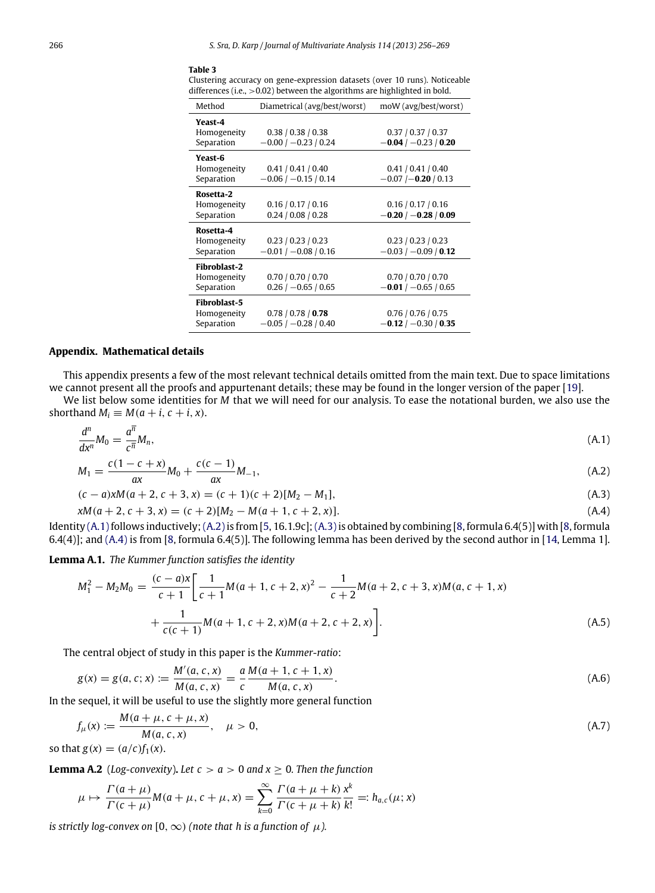**Table 3**
Clustering accuracy on gene-expression datasets (over 10 runs). Noticeable differences (i.e., >0.02) between the algorithms are highlighted in bold.

| Method | Diametrical (avg/best/worst) | moW (avg/best/worst) |
|---|---|---|
| **Yeast-4** | | |
| Homogeneity | 0.38 / 0.38 / 0.38 | 0.37 / 0.37 / 0.37 |
| Separation | −0.00 / −0.23 / 0.24 | **−0.04** / −0.23 / **0.20** |
| **Yeast-6** | | |
| Homogeneity | 0.41 / 0.41 / 0.40 | 0.41 / 0.41 / 0.40 |
| Separation | −0.06 / −0.15 / 0.14 | −0.07 /**−0.20** / 0.13 |
| **Rosetta-2** | | |
| Homogeneity | 0.16 / 0.17 / 0.16 | 0.16 / 0.17 / 0.16 |
| Separation | 0.24 / 0.08 / 0.28 | **−0.20** / **−0.28** / **0.09** |
| **Rosetta-4** | | |
| Homogeneity | 0.23 / 0.23 / 0.23 | 0.23 / 0.23 / 0.23 |
| Separation | −0.01 / −0.08 / 0.16 | −0.03 / −0.09 / **0.12** |
| **Fibroblast-2** | | |
| Homogeneity | 0.70 / 0.70 / 0.70 | 0.70 / 0.70 / 0.70 |
| Separation | 0.26 / −0.65 / 0.65 | **−0.01** / −0.65 / 0.65 |
| **Fibroblast-5** | | |
| Homogeneity | 0.78 / 0.78 / **0.78** | 0.76 / 0.76 / 0.75 |
| Separation | −0.05 / −0.28 / 0.40 | **−0.12** / −0.30 / **0.35** |

## Appendix. Mathematical details

This appendix presents a few of the most relevant technical details omitted from the main text. Due to space limitations we cannot present all the proofs and appurtenant details; these may be found in the longer version of the paper [19].

We list below some identities for $M$ that we will need for our analysis. To ease the notational burden, we also use the shorthand $M_i \equiv M(a+i, c+i, x)$.

$$\frac{d^n}{dx^n} M_0 = \frac{a^{\overline{n}}}{c^{\overline{n}}} M_n, \tag{A.1}$$

$$M_1 = \frac{c(1-c+x)}{ax} M_0 + \frac{c(c-1)}{ax} M_{-1}, \tag{A.2}$$

$$(c-a)xM(a+2, c+3, x) = (c+1)(c+2)[M_2 - M_1], \tag{A.3}$$

$$xM(a+2, c+3, x) = (c+2)[M_2 - M(a+1, c+2, x)]. \tag{A.4}$$

Identity (A.1) follows inductively; (A.2) is from [5, 16.1.9c]; (A.3) is obtained by combining [8, formula 6.4(5)] with [8, formula 6.4(4)]; and (A.4) is from [8, formula 6.4(5)]. The following lemma has been derived by the second author in [14, Lemma 1].

**Lemma A.1.** *The Kummer function satisfies the identity*

$$M_1^2 - M_2 M_0 = \frac{(c-a)x}{c+1}\left[\frac{1}{c+1} M(a+1, c+2, x)^2 - \frac{1}{c+2} M(a+2, c+3, x) M(a, c+1, x) + \frac{1}{c(c+1)} M(a+1, c+2, x) M(a+2, c+2, x)\right]. \tag{A.5}$$

The central object of study in this paper is the *Kummer-ratio*:

$$g(x) = g(a, c; x) := \frac{M'(a, c, x)}{M(a, c, x)} = \frac{a}{c}\frac{M(a+1, c+1, x)}{M(a, c, x)}. \tag{A.6}$$

In the sequel, it will be useful to use the slightly more general function

$$f_\mu(x) := \frac{M(a+\mu, c+\mu, x)}{M(a, c, x)}, \quad \mu > 0, \tag{A.7}$$

so that $g(x) = (a/c) f_1(x)$.

**Lemma A.2** (Log-convexity)**.** *Let $c > a > 0$ and $x \geq 0$. Then the function*

$$\mu \mapsto \frac{\Gamma(a+\mu)}{\Gamma(c+\mu)} M(a+\mu, c+\mu, x) = \sum_{k=0}^{\infty} \frac{\Gamma(a+\mu+k)}{\Gamma(c+\mu+k)} \frac{x^k}{k!} =: h_{a,c}(\mu; x)$$

*is strictly log-convex on $[0, \infty)$ (note that $h$ is a function of $\mu$).*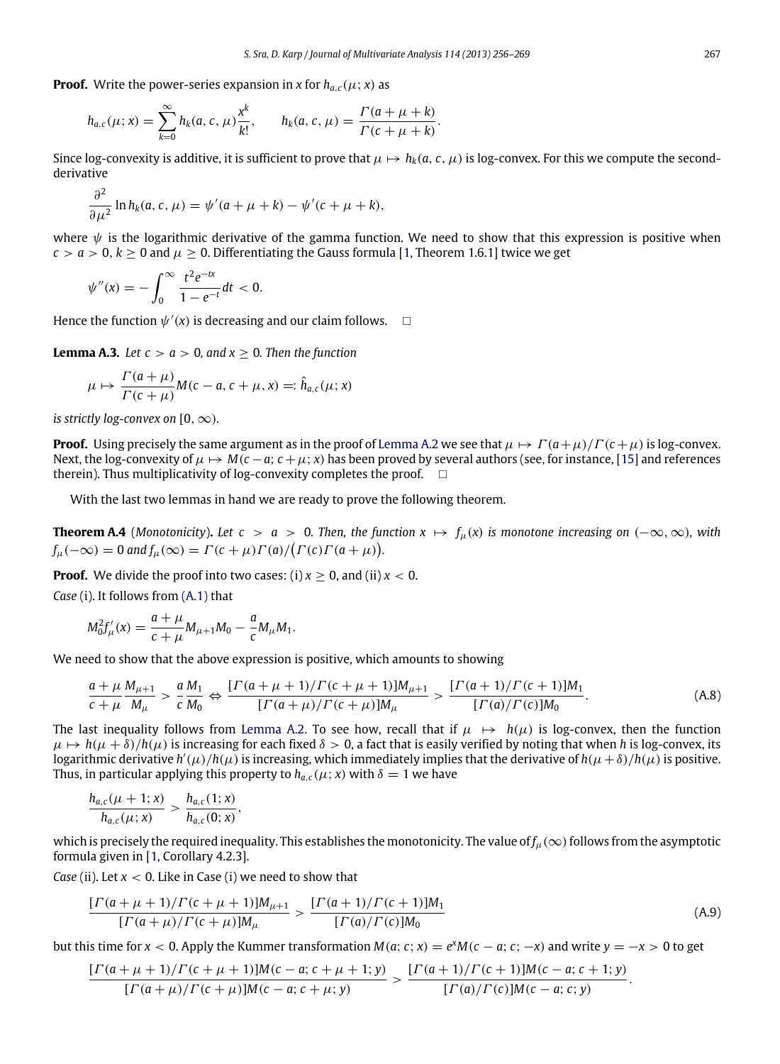**Proof.** Write the power-series expansion in $x$ for $h_{a,c}(\mu; x)$ as

$$h_{a,c}(\mu; x) = \sum_{k=0}^{\infty} h_k(a, c, \mu)\frac{x^k}{k!}, \qquad h_k(a, c, \mu) = \frac{\Gamma(a+\mu+k)}{\Gamma(c+\mu+k)}.$$

Since log-convexity is additive, it is sufficient to prove that $\mu \mapsto h_k(a, c, \mu)$ is log-convex. For this we compute the second-derivative

$$\frac{\partial^2}{\partial \mu^2} \ln h_k(a, c, \mu) = \psi'(a+\mu+k) - \psi'(c+\mu+k),$$

where $\psi$ is the logarithmic derivative of the gamma function. We need to show that this expression is positive when $c > a > 0$, $k \geq 0$ and $\mu \geq 0$. Differentiating the Gauss formula [1, Theorem 1.6.1] twice we get

$$\psi''(x) = -\int_0^{\infty} \frac{t^2 e^{-tx}}{1 - e^{-t}} dt < 0.$$

Hence the function $\psi'(x)$ is decreasing and our claim follows. □

**Lemma A.3.** *Let $c > a > 0$, and $x \geq 0$. Then the function*

$$\mu \mapsto \frac{\Gamma(a+\mu)}{\Gamma(c+\mu)} M(c-a, c+\mu, x) =: \hat{h}_{a,c}(\mu; x)$$

*is strictly log-convex on $[0, \infty)$.*

**Proof.** Using precisely the same argument as in the proof of Lemma A.2 we see that $\mu \mapsto \Gamma(a+\mu)/\Gamma(c+\mu)$ is log-convex. Next, the log-convexity of $\mu \mapsto M(c-a; c+\mu; x)$ has been proved by several authors (see, for instance, [15] and references therein). Thus multiplicativity of log-convexity completes the proof. □

With the last two lemmas in hand we are ready to prove the following theorem.

**Theorem A.4** (*Monotonicity*). *Let $c > a > 0$. Then, the function $x \mapsto f_\mu(x)$ is monotone increasing on $(-\infty, \infty)$, with $f_\mu(-\infty) = 0$ and $f_\mu(\infty) = \Gamma(c+\mu)\Gamma(a)/\big(\Gamma(c)\Gamma(a+\mu)\big)$.*

**Proof.** We divide the proof into two cases: (i) $x \geq 0$, and (ii) $x < 0$.

*Case* (i). It follows from (A.1) that

$$M_0^2 f_\mu'(x) = \frac{a+\mu}{c+\mu} M_{\mu+1} M_0 - \frac{a}{c} M_\mu M_1.$$

We need to show that the above expression is positive, which amounts to showing

$$\frac{a+\mu}{c+\mu}\frac{M_{\mu+1}}{M_\mu} > \frac{a}{c}\frac{M_1}{M_0} \Leftrightarrow \frac{[\Gamma(a+\mu+1)/\Gamma(c+\mu+1)]M_{\mu+1}}{[\Gamma(a+\mu)/\Gamma(c+\mu)]M_\mu} > \frac{[\Gamma(a+1)/\Gamma(c+1)]M_1}{[\Gamma(a)/\Gamma(c)]M_0}. \tag{A.8}$$

The last inequality follows from Lemma A.2. To see how, recall that if $\mu \mapsto h(\mu)$ is log-convex, then the function $\mu \mapsto h(\mu+\delta)/h(\mu)$ is increasing for each fixed $\delta > 0$, a fact that is easily verified by noting that when $h$ is log-convex, its logarithmic derivative $h'(\mu)/h(\mu)$ is increasing, which immediately implies that the derivative of $h(\mu+\delta)/h(\mu)$ is positive. Thus, in particular applying this property to $h_{a,c}(\mu; x)$ with $\delta = 1$ we have

$$\frac{h_{a,c}(\mu+1; x)}{h_{a,c}(\mu; x)} > \frac{h_{a,c}(1; x)}{h_{a,c}(0; x)},$$

which is precisely the required inequality. This establishes the monotonicity. The value of $f_\mu(\infty)$ follows from the asymptotic formula given in [1, Corollary 4.2.3].

*Case* (ii). Let $x < 0$. Like in Case (i) we need to show that

$$\frac{[\Gamma(a+\mu+1)/\Gamma(c+\mu+1)]M_{\mu+1}}{[\Gamma(a+\mu)/\Gamma(c+\mu)]M_\mu} > \frac{[\Gamma(a+1)/\Gamma(c+1)]M_1}{[\Gamma(a)/\Gamma(c)]M_0} \tag{A.9}$$

but this time for $x < 0$. Apply the Kummer transformation $M(a; c; x) = e^x M(c-a; c; -x)$ and write $y = -x > 0$ to get

$$\frac{[\Gamma(a+\mu+1)/\Gamma(c+\mu+1)]M(c-a; c+\mu+1; y)}{[\Gamma(a+\mu)/\Gamma(c+\mu)]M(c-a; c+\mu; y)} > \frac{[\Gamma(a+1)/\Gamma(c+1)]M(c-a; c+1; y)}{[\Gamma(a)/\Gamma(c)]M(c-a; c; y)}.$$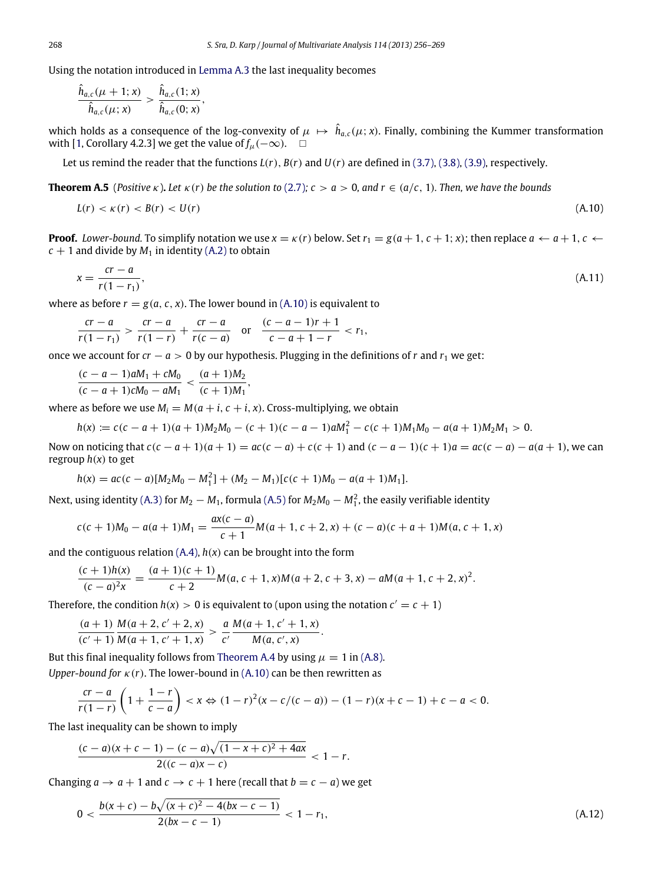Using the notation introduced in Lemma A.3 the last inequality becomes

$$\frac{\hat{h}_{a,c}(\mu+1;x)}{\hat{h}_{a,c}(\mu;x)} > \frac{\hat{h}_{a,c}(1;x)}{\hat{h}_{a,c}(0;x)},$$

which holds as a consequence of the log-convexity of $\mu \mapsto \hat{h}_{a,c}(\mu;x)$. Finally, combining the Kummer transformation with [1, Corollary 4.2.3] we get the value of $f_\mu(-\infty)$. $\square$

Let us remind the reader that the functions $L(r)$, $B(r)$ and $U(r)$ are defined in (3.7), (3.8), (3.9), respectively.

**Theorem A.5** (*Positive $\kappa$*)**.** *Let $\kappa(r)$ be the solution to (2.7); $c > a > 0$, and $r \in (a/c, 1)$. Then, we have the bounds*

$$L(r) < \kappa(r) < B(r) < U(r) \tag{A.10}$$

**Proof.** *Lower-bound.* To simplify notation we use $x = \kappa(r)$ below. Set $r_1 = g(a+1, c+1; x)$; then replace $a \leftarrow a+1$, $c \leftarrow c+1$ and divide by $M_1$ in identity (A.2) to obtain

$$x = \frac{cr - a}{r(1 - r_1)}, \tag{A.11}$$

where as before $r = g(a, c, x)$. The lower bound in (A.10) is equivalent to

$$\frac{cr-a}{r(1-r_1)} > \frac{cr-a}{r(1-r)} + \frac{cr-a}{r(c-a)} \quad \text{or} \quad \frac{(c-a-1)r+1}{c-a+1-r} < r_1,$$

once we account for $cr - a > 0$ by our hypothesis. Plugging in the definitions of $r$ and $r_1$ we get:

$$\frac{(c-a-1)aM_1 + cM_0}{(c-a+1)cM_0 - aM_1} < \frac{(a+1)M_2}{(c+1)M_1},$$

where as before we use $M_i = M(a+i, c+i, x)$. Cross-multiplying, we obtain

$$h(x) := c(c-a+1)(a+1)M_2M_0 - (c+1)(c-a-1)aM_1^2 - c(c+1)M_1M_0 - a(a+1)M_2M_1 > 0.$$

Now on noticing that $c(c-a+1)(a+1) = ac(c-a) + c(c+1)$ and $(c-a-1)(c+1)a = ac(c-a) - a(a+1)$, we can regroup $h(x)$ to get

$$h(x) = ac(c-a)[M_2M_0 - M_1^2] + (M_2 - M_1)[c(c+1)M_0 - a(a+1)M_1].$$

Next, using identity (A.3) for $M_2 - M_1$, formula (A.5) for $M_2M_0 - M_1^2$, the easily verifiable identity

$$c(c+1)M_0 - a(a+1)M_1 = \frac{ax(c-a)}{c+1}M(a+1, c+2, x) + (c-a)(c+a+1)M(a, c+1, x)$$

and the contiguous relation (A.4), $h(x)$ can be brought into the form

$$\frac{(c+1)h(x)}{(c-a)^2x} = \frac{(a+1)(c+1)}{c+2}M(a, c+1, x)M(a+2, c+3, x) - aM(a+1, c+2, x)^2.$$

Therefore, the condition $h(x) > 0$ is equivalent to (upon using the notation $c' = c+1$)

$$\frac{(a+1)}{(c'+1)}\frac{M(a+2, c'+2, x)}{M(a+1, c'+1, x)} > \frac{a}{c'}\frac{M(a+1, c'+1, x)}{M(a, c', x)}.$$

But this final inequality follows from Theorem A.4 by using $\mu = 1$ in (A.8).

*Upper-bound for $\kappa(r)$.* The lower-bound in (A.10) can be then rewritten as

$$\frac{cr-a}{r(1-r)}\left(1 + \frac{1-r}{c-a}\right) < x \Leftrightarrow (1-r)^2(x - c/(c-a)) - (1-r)(x+c-1) + c - a < 0.$$

The last inequality can be shown to imply

$$\frac{(c-a)(x+c-1) - (c-a)\sqrt{(1-x+c)^2 + 4ax}}{2((c-a)x - c)} < 1 - r.$$

Changing $a \to a+1$ and $c \to c+1$ here (recall that $b = c - a$) we get

$$0 < \frac{b(x+c) - b\sqrt{(x+c)^2 - 4(bx - c - 1)}}{2(bx - c - 1)} < 1 - r_1, \tag{A.12}$$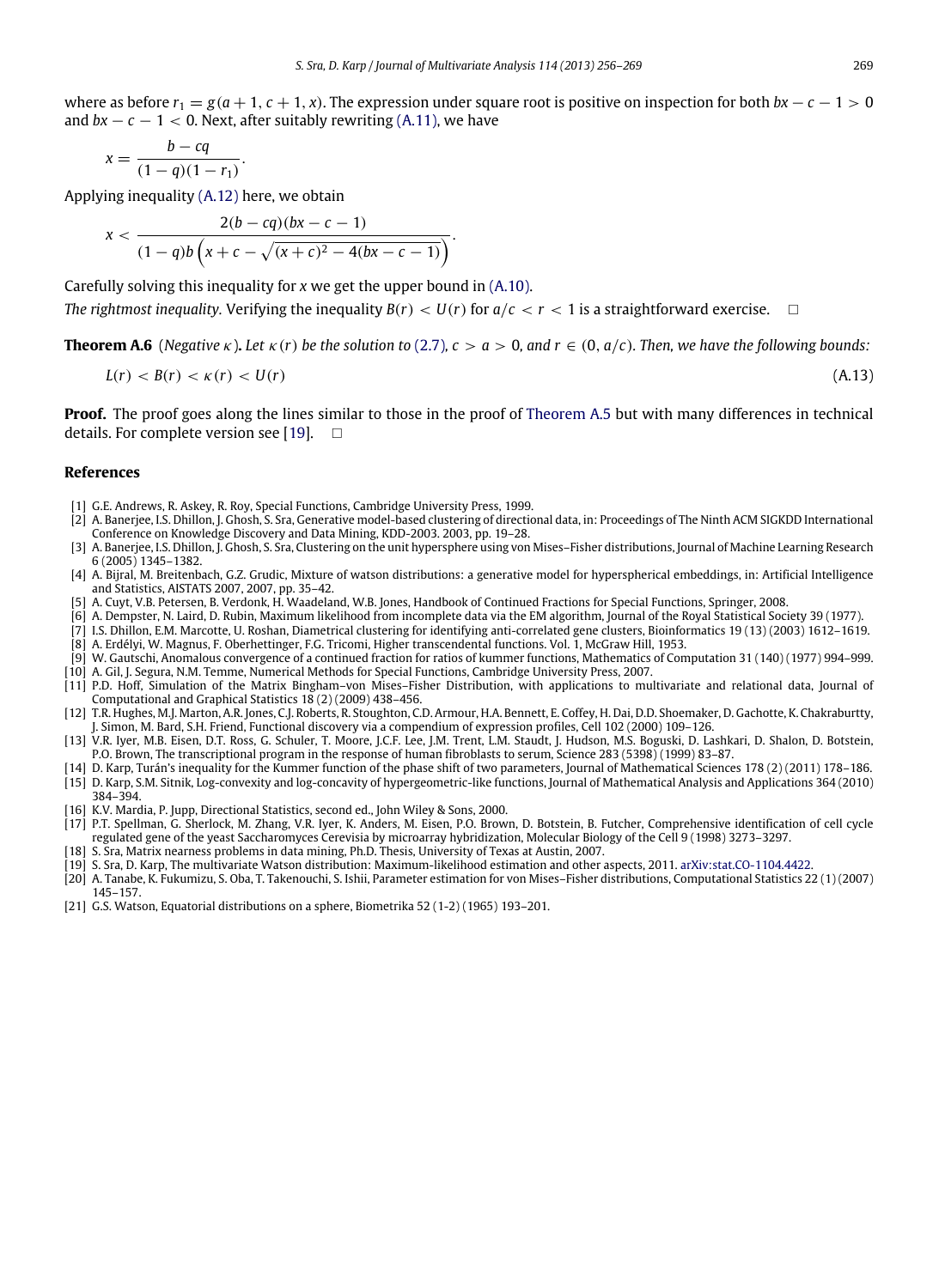where as before $r_1 = g(a+1, c+1, x)$. The expression under square root is positive on inspection for both $bx - c - 1 > 0$ and $bx - c - 1 < 0$. Next, after suitably rewriting (A.11), we have

$$x = \frac{b - cq}{(1-q)(1-r_1)}.$$

Applying inequality (A.12) here, we obtain

$$x < \frac{2(b - cq)(bx - c - 1)}{(1-q)b\left(x + c - \sqrt{(x+c)^2 - 4(bx - c - 1)}\right)}.$$

Carefully solving this inequality for $x$ we get the upper bound in (A.10).

*The rightmost inequality.* Verifying the inequality $B(r) < U(r)$ for $a/c < r < 1$ is a straightforward exercise. □

**Theorem A.6** (*Negative $\kappa$*)**.** *Let $\kappa(r)$ be the solution to (2.7), $c > a > 0$, and $r \in (0, a/c)$. Then, we have the following bounds:*

$$L(r) < B(r) < \kappa(r) < U(r) \tag{A.13}$$

**Proof.** The proof goes along the lines similar to those in the proof of Theorem A.5 but with many differences in technical details. For complete version see [19]. □

## References

[1] G.E. Andrews, R. Askey, R. Roy, Special Functions, Cambridge University Press, 1999.
[2] A. Banerjee, I.S. Dhillon, J. Ghosh, S. Sra, Generative model-based clustering of directional data, in: Proceedings of The Ninth ACM SIGKDD International Conference on Knowledge Discovery and Data Mining, KDD-2003. 2003, pp. 19–28.
[3] A. Banerjee, I.S. Dhillon, J. Ghosh, S. Sra, Clustering on the unit hypersphere using von Mises–Fisher distributions, Journal of Machine Learning Research 6 (2005) 1345–1382.
[4] A. Bijral, M. Breitenbach, G.Z. Grudic, Mixture of watson distributions: a generative model for hyperspherical embeddings, in: Artificial Intelligence and Statistics, AISTATS 2007, 2007, pp. 35–42.
[5] A. Cuyt, V.B. Petersen, B. Verdonk, H. Waadeland, W.B. Jones, Handbook of Continued Fractions for Special Functions, Springer, 2008.
[6] A. Dempster, N. Laird, D. Rubin, Maximum likelihood from incomplete data via the EM algorithm, Journal of the Royal Statistical Society 39 (1977).
[7] I.S. Dhillon, E.M. Marcotte, U. Roshan, Diametrical clustering for identifying anti-correlated gene clusters, Bioinformatics 19 (13) (2003) 1612–1619.
[8] A. Erdélyi, W. Magnus, F. Oberhettinger, F.G. Tricomi, Higher transcendental functions. Vol. 1, McGraw Hill, 1953.
[9] W. Gautschi, Anomalous convergence of a continued fraction for ratios of kummer functions, Mathematics of Computation 31 (140) (1977) 994–999.
[10] A. Gil, J. Segura, N.M. Temme, Numerical Methods for Special Functions, Cambridge University Press, 2007.
[11] P.D. Hoff, Simulation of the Matrix Bingham–von Mises–Fisher Distribution, with applications to multivariate and relational data, Journal of Computational and Graphical Statistics 18 (2) (2009) 438–456.
[12] T.R. Hughes, M.J. Marton, A.R. Jones, C.J. Roberts, R. Stoughton, C.D. Armour, H.A. Bennett, E. Coffey, H. Dai, D.D. Shoemaker, D. Gachotte, K. Chakraburtty, J. Simon, M. Bard, S.H. Friend, Functional discovery via a compendium of expression profiles, Cell 102 (2000) 109–126.
[13] V.R. Iyer, M.B. Eisen, D.T. Ross, G. Schuler, T. Moore, J.C.F. Lee, J.M. Trent, L.M. Staudt, J. Hudson, M.S. Boguski, D. Lashkari, D. Shalon, D. Botstein, P.O. Brown, The transcriptional program in the response of human fibroblasts to serum, Science 283 (5398) (1999) 83–87.
[14] D. Karp, Turán's inequality for the Kummer function of the phase shift of two parameters, Journal of Mathematical Sciences 178 (2) (2011) 178–186.
[15] D. Karp, S.M. Sitnik, Log-convexity and log-concavity of hypergeometric-like functions, Journal of Mathematical Analysis and Applications 364 (2010) 384–394.
[16] K.V. Mardia, P. Jupp, Directional Statistics, second ed., John Wiley & Sons, 2000.
[17] P.T. Spellman, G. Sherlock, M. Zhang, V.R. Iyer, K. Anders, M. Eisen, P.O. Brown, D. Botstein, B. Futcher, Comprehensive identification of cell cycle regulated gene of the yeast Saccharomyces Cerevisia by microarray hybridization, Molecular Biology of the Cell 9 (1998) 3273–3297.
[18] S. Sra, Matrix nearness problems in data mining, Ph.D. Thesis, University of Texas at Austin, 2007.
[19] S. Sra, D. Karp, The multivariate Watson distribution: Maximum-likelihood estimation and other aspects, 2011. arXiv:stat.CO-1104.4422.
[20] A. Tanabe, K. Fukumizu, S. Oba, T. Takenouchi, S. Ishii, Parameter estimation for von Mises–Fisher distributions, Computational Statistics 22 (1) (2007) 145–157.
[21] G.S. Watson, Equatorial distributions on a sphere, Biometrika 52 (1-2) (1965) 193–201.